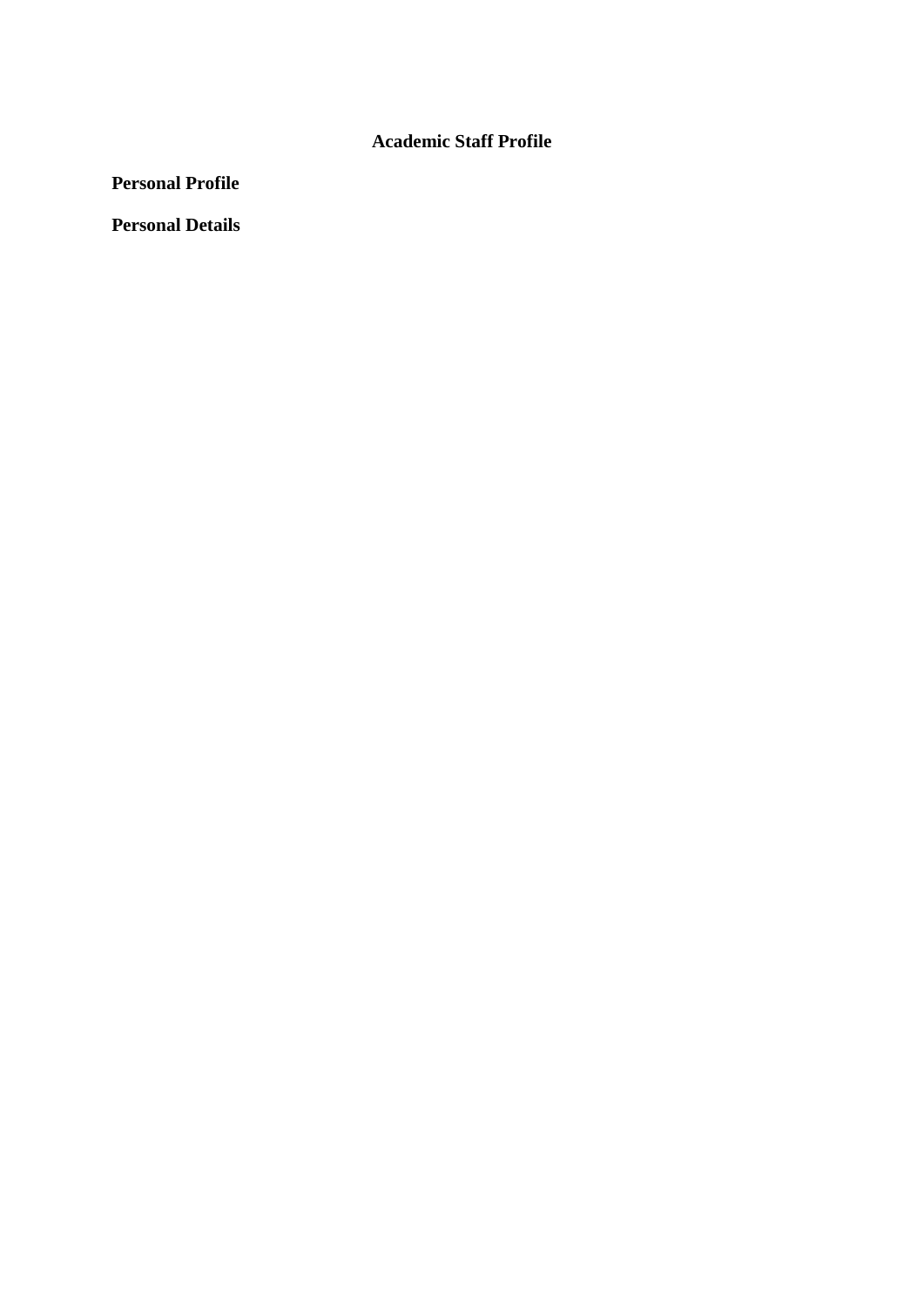# Academic Staff Profile

## Personal Profile

## Personal Details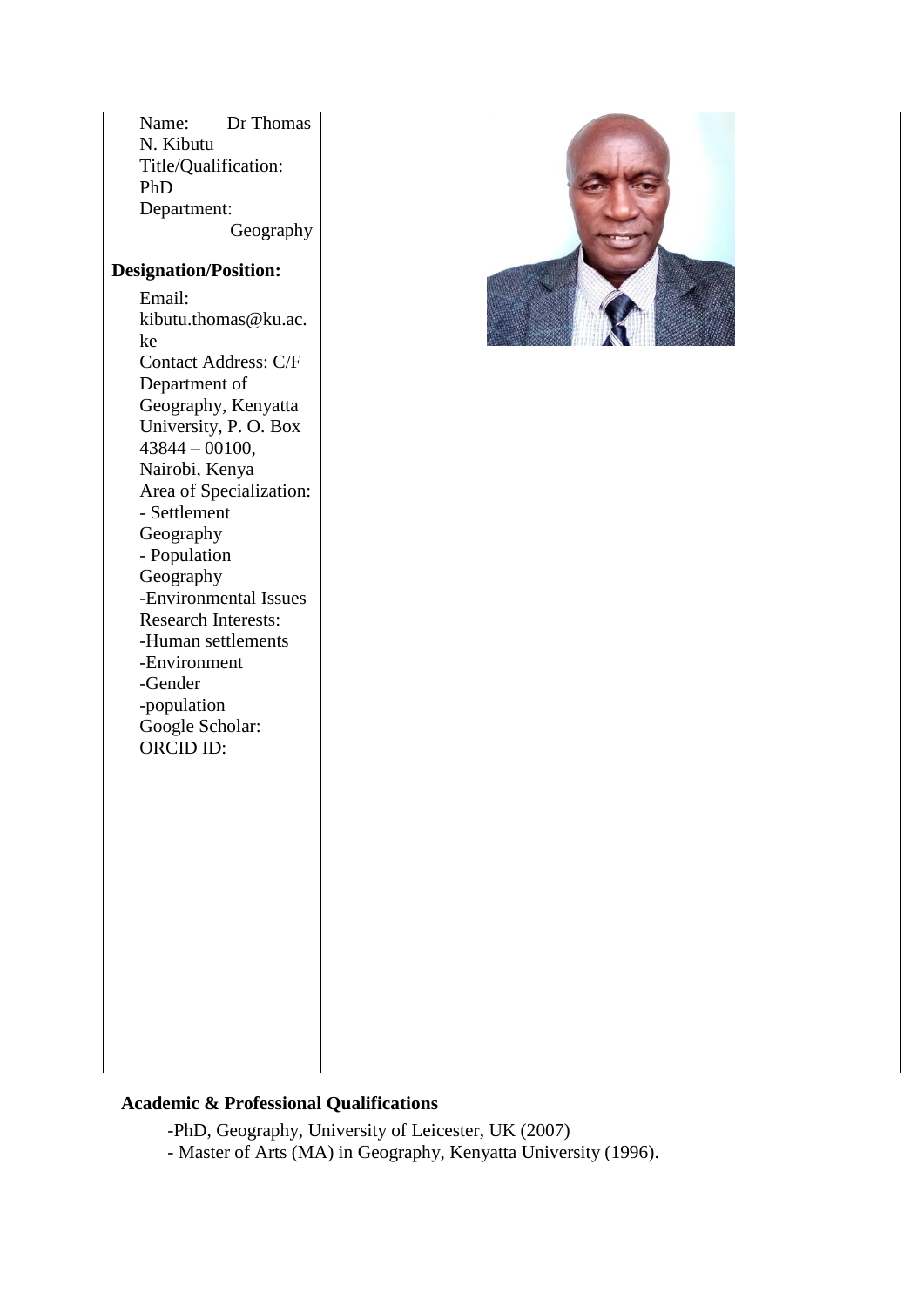Name: Dr Thomas N. Kibutu
Title/Qualification: PhD
Department: Geography

**Designation/Position:**

Email: kibutu.thomas@ku.ac.ke
Contact Address: C/F Department of Geography, Kenyatta University, P. O. Box 43844 – 00100, Nairobi, Kenya
Area of Specialization:
- Settlement Geography
- Population Geography
- Environmental Issues

Research Interests:
- Human settlements
- Environment
- Gender
- population

Google Scholar:
ORCID ID:

**Academic & Professional Qualifications**

- PhD, Geography, University of Leicester, UK (2007)
- Master of Arts (MA) in Geography, Kenyatta University (1996).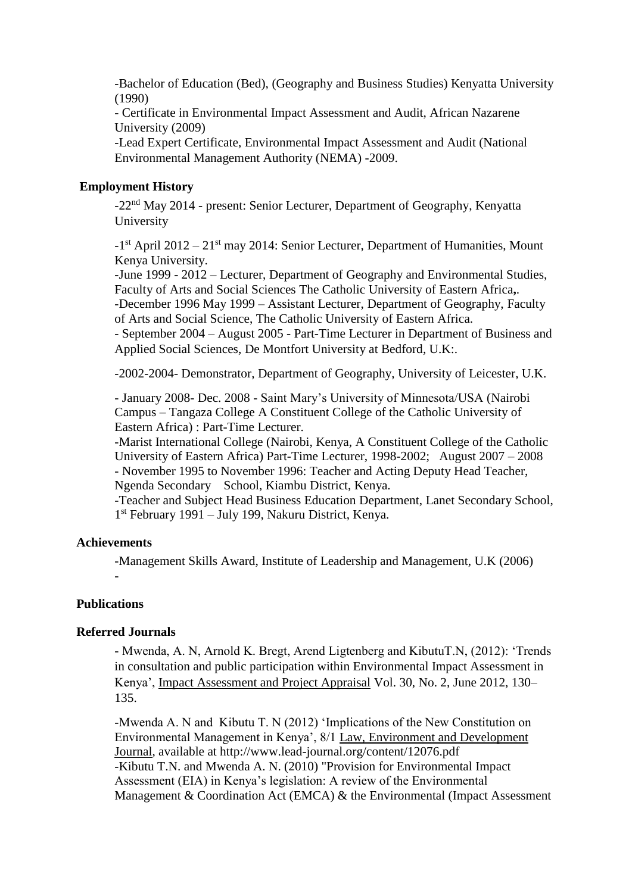-Bachelor of Education (Bed), (Geography and Business Studies) Kenyatta University (1990)

- Certificate in Environmental Impact Assessment and Audit, African Nazarene University (2009)

-Lead Expert Certificate, Environmental Impact Assessment and Audit (National Environmental Management Authority (NEMA) -2009.

## Employment History

-22nd May 2014 - present: Senior Lecturer, Department of Geography, Kenyatta University

-1st April 2012 – 21st may 2014: Senior Lecturer, Department of Humanities, Mount Kenya University.

-June 1999 - 2012 – Lecturer, Department of Geography and Environmental Studies, Faculty of Arts and Social Sciences The Catholic University of Eastern Africa**,**.

-December 1996 May 1999 – Assistant Lecturer, Department of Geography, Faculty of Arts and Social Science, The Catholic University of Eastern Africa.

- September 2004 – August 2005 - Part-Time Lecturer in Department of Business and Applied Social Sciences, De Montfort University at Bedford, U.K:.

-2002-2004- Demonstrator, Department of Geography, University of Leicester, U.K.

- January 2008- Dec. 2008 - Saint Mary's University of Minnesota/USA (Nairobi Campus – Tangaza College A Constituent College of the Catholic University of Eastern Africa) : Part-Time Lecturer.

-Marist International College (Nairobi, Kenya, A Constituent College of the Catholic University of Eastern Africa) Part-Time Lecturer, 1998-2002; August 2007 – 2008

- November 1995 to November 1996: Teacher and Acting Deputy Head Teacher, Ngenda Secondary School, Kiambu District, Kenya.

-Teacher and Subject Head Business Education Department, Lanet Secondary School, 1st February 1991 – July 199, Nakuru District, Kenya.

## Achievements

-Management Skills Award, Institute of Leadership and Management, U.K (2006)

-

## Publications

### Referred Journals

- Mwenda, A. N, Arnold K. Bregt, Arend Ligtenberg and KibutuT.N, (2012): 'Trends in consultation and public participation within Environmental Impact Assessment in Kenya', Impact Assessment and Project Appraisal Vol. 30, No. 2, June 2012, 130–135.

-Mwenda A. N and Kibutu T. N (2012) 'Implications of the New Constitution on Environmental Management in Kenya', 8/1 Law, Environment and Development Journal, available at http://www.lead-journal.org/content/12076.pdf

-Kibutu T.N. and Mwenda A. N. (2010) "Provision for Environmental Impact Assessment (EIA) in Kenya's legislation: A review of the Environmental Management & Coordination Act (EMCA) & the Environmental (Impact Assessment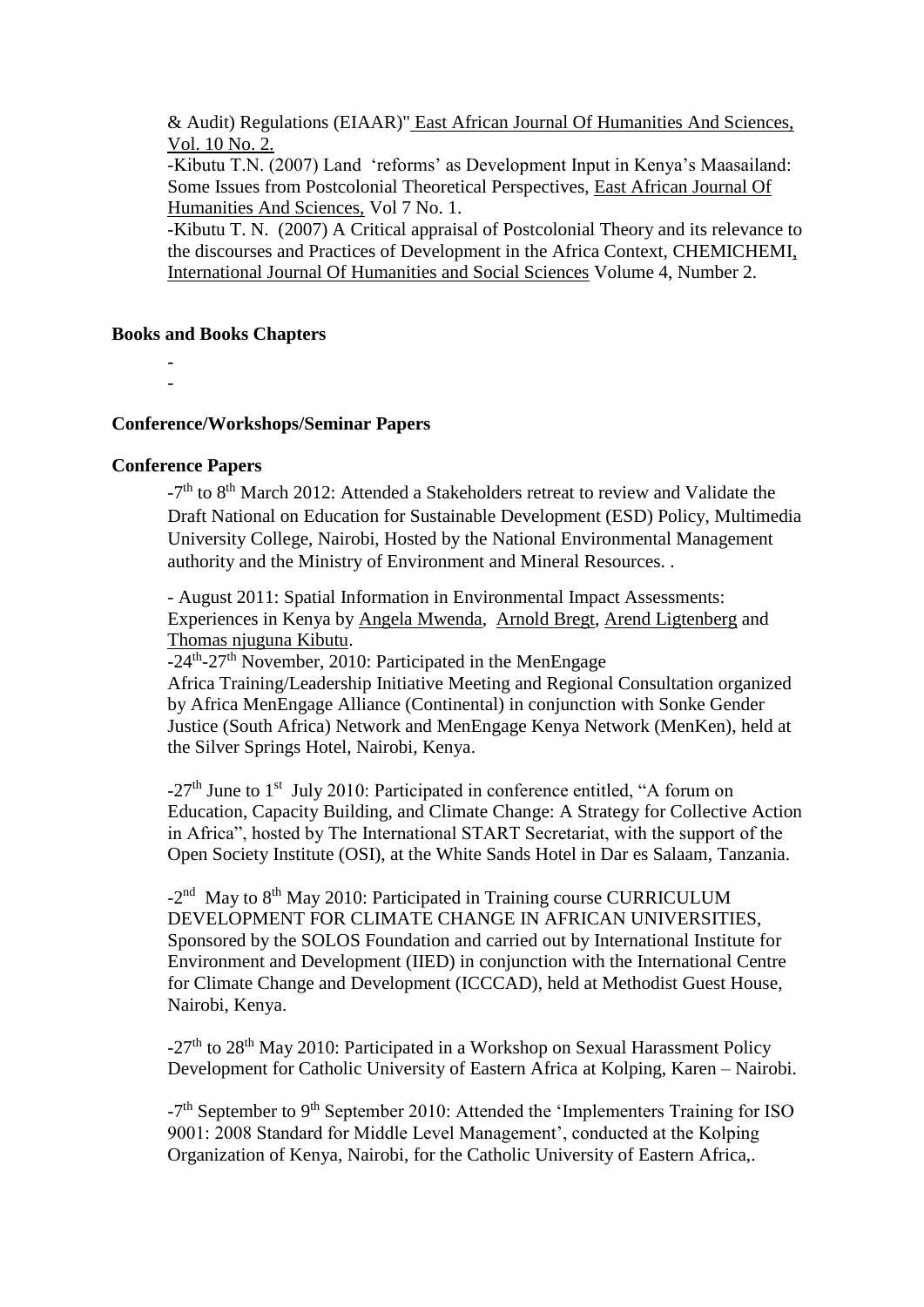& Audit) Regulations (EIAAR)" East African Journal Of Humanities And Sciences, Vol. 10 No. 2.

-Kibutu T.N. (2007) Land 'reforms' as Development Input in Kenya's Maasailand: Some Issues from Postcolonial Theoretical Perspectives, East African Journal Of Humanities And Sciences, Vol 7 No. 1.

-Kibutu T. N. (2007) A Critical appraisal of Postcolonial Theory and its relevance to the discourses and Practices of Development in the Africa Context, CHEMICHEMI, International Journal Of Humanities and Social Sciences Volume 4, Number 2.

**Books and Books Chapters**

-
-

**Conference/Workshops/Seminar Papers**

**Conference Papers**

-7th to 8th March 2012: Attended a Stakeholders retreat to review and Validate the Draft National on Education for Sustainable Development (ESD) Policy, Multimedia University College, Nairobi, Hosted by the National Environmental Management authority and the Ministry of Environment and Mineral Resources. .

- August 2011: Spatial Information in Environmental Impact Assessments: Experiences in Kenya by Angela Mwenda, Arnold Bregt, Arend Ligtenberg and Thomas njuguna Kibutu.

-24th-27th November, 2010: Participated in the MenEngage Africa Training/Leadership Initiative Meeting and Regional Consultation organized by Africa MenEngage Alliance (Continental) in conjunction with Sonke Gender Justice (South Africa) Network and MenEngage Kenya Network (MenKen), held at the Silver Springs Hotel, Nairobi, Kenya.

-27th June to 1st July 2010: Participated in conference entitled, "A forum on Education, Capacity Building, and Climate Change: A Strategy for Collective Action in Africa", hosted by The International START Secretariat, with the support of the Open Society Institute (OSI), at the White Sands Hotel in Dar es Salaam, Tanzania.

-2nd May to 8th May 2010: Participated in Training course CURRICULUM DEVELOPMENT FOR CLIMATE CHANGE IN AFRICAN UNIVERSITIES, Sponsored by the SOLOS Foundation and carried out by International Institute for Environment and Development (IIED) in conjunction with the International Centre for Climate Change and Development (ICCCAD), held at Methodist Guest House, Nairobi, Kenya.

-27th to 28th May 2010: Participated in a Workshop on Sexual Harassment Policy Development for Catholic University of Eastern Africa at Kolping, Karen – Nairobi.

-7th September to 9th September 2010: Attended the 'Implementers Training for ISO 9001: 2008 Standard for Middle Level Management', conducted at the Kolping Organization of Kenya, Nairobi, for the Catholic University of Eastern Africa,.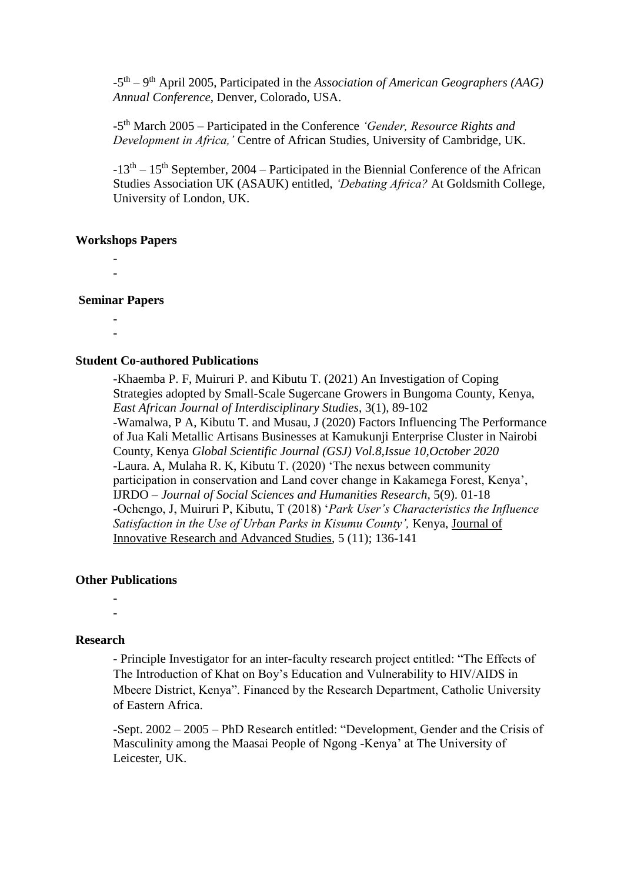-5th – 9th April 2005, Participated in the *Association of American Geographers (AAG) Annual Conference*, Denver, Colorado, USA.

-5th March 2005 – Participated in the Conference *'Gender, Resource Rights and Development in Africa,'* Centre of African Studies, University of Cambridge, UK.

-13th – 15th September, 2004 – Participated in the Biennial Conference of the African Studies Association UK (ASAUK) entitled, *'Debating Africa?* At Goldsmith College, University of London, UK.

**Workshops Papers**

-
-

**Seminar Papers**

-
-

**Student Co-authored Publications**

-Khaemba P. F, Muiruri P. and Kibutu T. (2021) An Investigation of Coping Strategies adopted by Small-Scale Sugercane Growers in Bungoma County, Kenya, *East African Journal of Interdisciplinary Studies*, 3(1), 89-102
-Wamalwa, P A, Kibutu T. and Musau, J (2020) Factors Influencing The Performance of Jua Kali Metallic Artisans Businesses at Kamukunji Enterprise Cluster in Nairobi County, Kenya *Global Scientific Journal (GSJ) Vol.8,Issue 10,October 2020*
-Laura. A, Mulaha R. K, Kibutu T. (2020) 'The nexus between community participation in conservation and Land cover change in Kakamega Forest, Kenya', IJRDO – *Journal of Social Sciences and Humanities Research*, 5(9). 01-18
-Ochengo, J, Muiruri P, Kibutu, T (2018) '*Park User's Characteristics the Influence Satisfaction in the Use of Urban Parks in Kisumu County',* Kenya, Journal of Innovative Research and Advanced Studies, 5 (11); 136-141

**Other Publications**

-
-

**Research**

- Principle Investigator for an inter-faculty research project entitled: "The Effects of The Introduction of Khat on Boy's Education and Vulnerability to HIV/AIDS in Mbeere District, Kenya". Financed by the Research Department, Catholic University of Eastern Africa.

-Sept. 2002 – 2005 – PhD Research entitled: "Development, Gender and the Crisis of Masculinity among the Maasai People of Ngong -Kenya' at The University of Leicester, UK.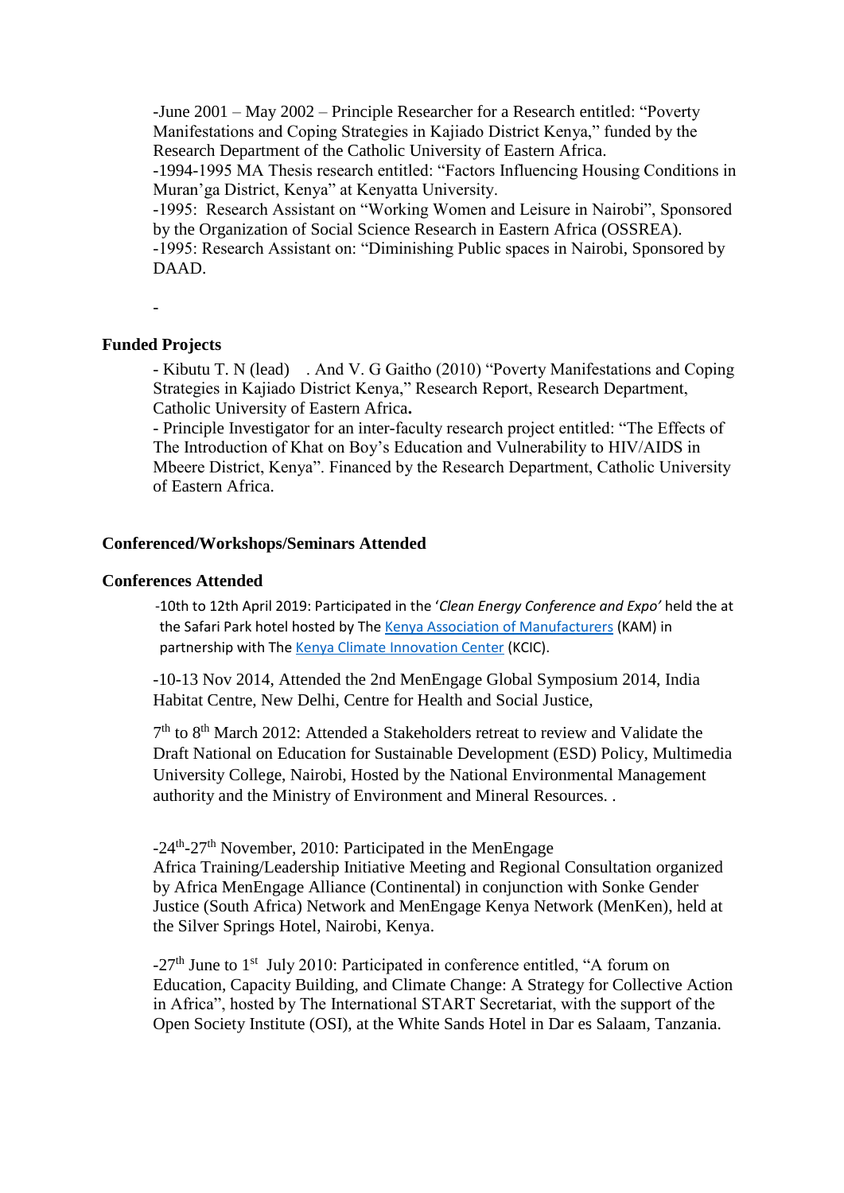-June 2001 – May 2002 – Principle Researcher for a Research entitled: "Poverty Manifestations and Coping Strategies in Kajiado District Kenya," funded by the Research Department of the Catholic University of Eastern Africa.

-1994-1995 MA Thesis research entitled: "Factors Influencing Housing Conditions in Muran'ga District, Kenya" at Kenyatta University.

-1995: Research Assistant on "Working Women and Leisure in Nairobi", Sponsored by the Organization of Social Science Research in Eastern Africa (OSSREA).

-1995: Research Assistant on: "Diminishing Public spaces in Nairobi, Sponsored by DAAD.

-

### Funded Projects

- Kibutu T. N (lead) . And V. G Gaitho (2010) "Poverty Manifestations and Coping Strategies in Kajiado District Kenya," Research Report, Research Department, Catholic University of Eastern Africa**.**
- Principle Investigator for an inter-faculty research project entitled: "The Effects of The Introduction of Khat on Boy's Education and Vulnerability to HIV/AIDS in Mbeere District, Kenya". Financed by the Research Department, Catholic University of Eastern Africa.

### Conferenced/Workshops/Seminars Attended

### Conferences Attended

-10th to 12th April 2019: Participated in the '*Clean Energy Conference and Expo'* held the at the Safari Park hotel hosted by The Kenya Association of Manufacturers (KAM) in partnership with The Kenya Climate Innovation Center (KCIC).

-10-13 Nov 2014, Attended the 2nd MenEngage Global Symposium 2014, India Habitat Centre, New Delhi, Centre for Health and Social Justice,

7th to 8th March 2012: Attended a Stakeholders retreat to review and Validate the Draft National on Education for Sustainable Development (ESD) Policy, Multimedia University College, Nairobi, Hosted by the National Environmental Management authority and the Ministry of Environment and Mineral Resources. .

-24th-27th November, 2010: Participated in the MenEngage Africa Training/Leadership Initiative Meeting and Regional Consultation organized by Africa MenEngage Alliance (Continental) in conjunction with Sonke Gender Justice (South Africa) Network and MenEngage Kenya Network (MenKen), held at the Silver Springs Hotel, Nairobi, Kenya.

-27th June to 1st July 2010: Participated in conference entitled, "A forum on Education, Capacity Building, and Climate Change: A Strategy for Collective Action in Africa", hosted by The International START Secretariat, with the support of the Open Society Institute (OSI), at the White Sands Hotel in Dar es Salaam, Tanzania.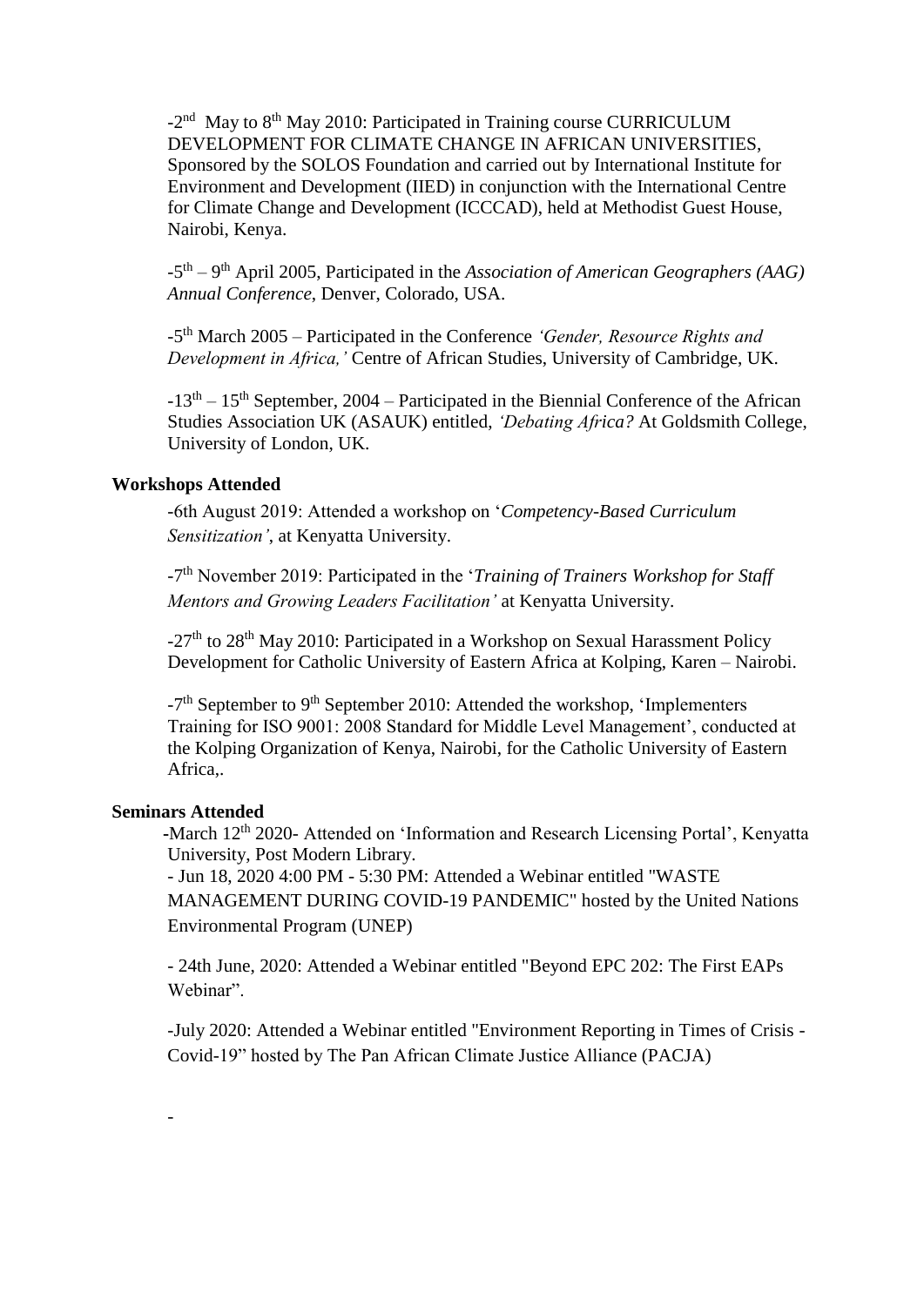-2nd May to 8th May 2010: Participated in Training course CURRICULUM DEVELOPMENT FOR CLIMATE CHANGE IN AFRICAN UNIVERSITIES, Sponsored by the SOLOS Foundation and carried out by International Institute for Environment and Development (IIED) in conjunction with the International Centre for Climate Change and Development (ICCCAD), held at Methodist Guest House, Nairobi, Kenya.

-5th – 9th April 2005, Participated in the *Association of American Geographers (AAG) Annual Conference*, Denver, Colorado, USA.

-5th March 2005 – Participated in the Conference *'Gender, Resource Rights and Development in Africa,'* Centre of African Studies, University of Cambridge, UK.

-13th – 15th September, 2004 – Participated in the Biennial Conference of the African Studies Association UK (ASAUK) entitled, *'Debating Africa?* At Goldsmith College, University of London, UK.

**Workshops Attended**

-6th August 2019: Attended a workshop on '*Competency-Based Curriculum Sensitization'*, at Kenyatta University.

-7th November 2019: Participated in the '*Training of Trainers Workshop for Staff Mentors and Growing Leaders Facilitation'* at Kenyatta University.

-27th to 28th May 2010: Participated in a Workshop on Sexual Harassment Policy Development for Catholic University of Eastern Africa at Kolping, Karen – Nairobi.

-7th September to 9th September 2010: Attended the workshop, 'Implementers Training for ISO 9001: 2008 Standard for Middle Level Management', conducted at the Kolping Organization of Kenya, Nairobi, for the Catholic University of Eastern Africa,.

**Seminars Attended**

-March 12th 2020- Attended on 'Information and Research Licensing Portal', Kenyatta University, Post Modern Library.

- Jun 18, 2020 4:00 PM - 5:30 PM: Attended a Webinar entitled "WASTE MANAGEMENT DURING COVID-19 PANDEMIC" hosted by the United Nations Environmental Program (UNEP)

- 24th June, 2020: Attended a Webinar entitled "Beyond EPC 202: The First EAPs Webinar".

-July 2020: Attended a Webinar entitled "Environment Reporting in Times of Crisis - Covid-19" hosted by The Pan African Climate Justice Alliance (PACJA)

-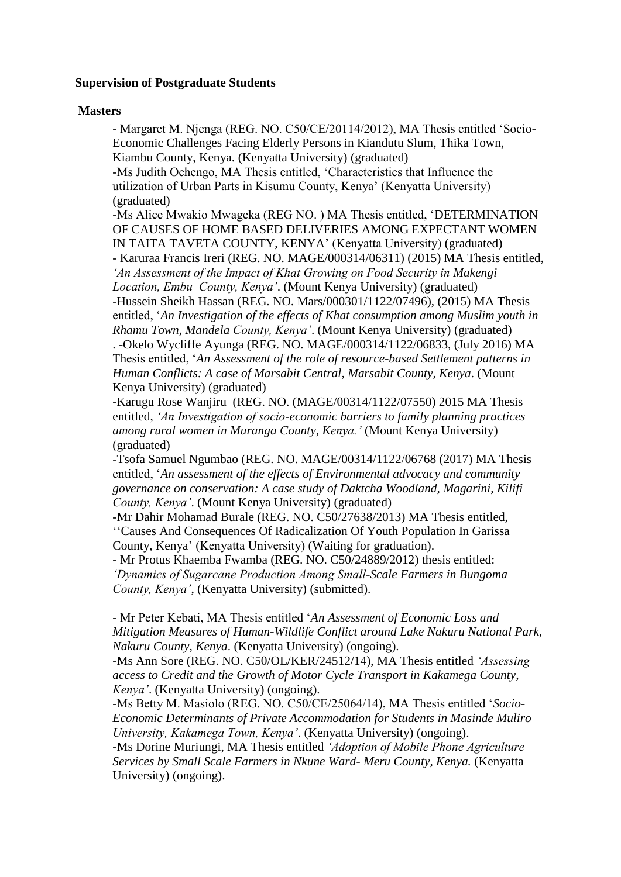**Supervision of Postgraduate Students**

**Masters**

- Margaret M. Njenga (REG. NO. C50/CE/20114/2012), MA Thesis entitled 'Socio-Economic Challenges Facing Elderly Persons in Kiandutu Slum, Thika Town, Kiambu County, Kenya. (Kenyatta University) (graduated)
-Ms Judith Ochengo, MA Thesis entitled, 'Characteristics that Influence the utilization of Urban Parts in Kisumu County, Kenya' (Kenyatta University) (graduated)
-Ms Alice Mwakio Mwageka (REG NO. ) MA Thesis entitled, 'DETERMINATION OF CAUSES OF HOME BASED DELIVERIES AMONG EXPECTANT WOMEN IN TAITA TAVETA COUNTY, KENYA' (Kenyatta University) (graduated)
- Karuraa Francis Ireri (REG. NO. MAGE/000314/06311) (2015) MA Thesis entitled, *'An Assessment of the Impact of Khat Growing on Food Security in Makengi Location, Embu County, Kenya'*. (Mount Kenya University) (graduated)
-Hussein Sheikh Hassan (REG. NO. Mars/000301/1122/07496), (2015) MA Thesis entitled, '*An Investigation of the effects of Khat consumption among Muslim youth in Rhamu Town, Mandela County, Kenya'*. (Mount Kenya University) (graduated)
. -Okelo Wycliffe Ayunga (REG. NO. MAGE/000314/1122/06833, (July 2016) MA Thesis entitled, '*An Assessment of the role of resource-based Settlement patterns in Human Conflicts: A case of Marsabit Central, Marsabit County, Kenya*. (Mount Kenya University) (graduated)
-Karugu Rose Wanjiru (REG. NO. (MAGE/00314/1122/07550) 2015 MA Thesis entitled, *'An Investigation of socio-economic barriers to family planning practices among rural women in Muranga County, Kenya.'* (Mount Kenya University) (graduated)
-Tsofa Samuel Ngumbao (REG. NO. MAGE/00314/1122/06768 (2017) MA Thesis entitled, '*An assessment of the effects of Environmental advocacy and community governance on conservation: A case study of Daktcha Woodland, Magarini, Kilifi County, Kenya'*. (Mount Kenya University) (graduated)
-Mr Dahir Mohamad Burale (REG. NO. C50/27638/2013) MA Thesis entitled, ''Causes And Consequences Of Radicalization Of Youth Population In Garissa County, Kenya' (Kenyatta University) (Waiting for graduation).
- Mr Protus Khaemba Fwamba (REG. NO. C50/24889/2012) thesis entitled: *'Dynamics of Sugarcane Production Among Small-Scale Farmers in Bungoma County, Kenya'*, (Kenyatta University) (submitted).

- Mr Peter Kebati, MA Thesis entitled '*An Assessment of Economic Loss and Mitigation Measures of Human-Wildlife Conflict around Lake Nakuru National Park, Nakuru County, Kenya*. (Kenyatta University) (ongoing).
-Ms Ann Sore (REG. NO. C50/OL/KER/24512/14), MA Thesis entitled *'Assessing access to Credit and the Growth of Motor Cycle Transport in Kakamega County, Kenya'*. (Kenyatta University) (ongoing).
-Ms Betty M. Masiolo (REG. NO. C50/CE/25064/14), MA Thesis entitled '*Socio-Economic Determinants of Private Accommodation for Students in Masinde Muliro University, Kakamega Town, Kenya'*. (Kenyatta University) (ongoing).
-Ms Dorine Muriungi, MA Thesis entitled *'Adoption of Mobile Phone Agriculture Services by Small Scale Farmers in Nkune Ward- Meru County, Kenya.* (Kenyatta University) (ongoing).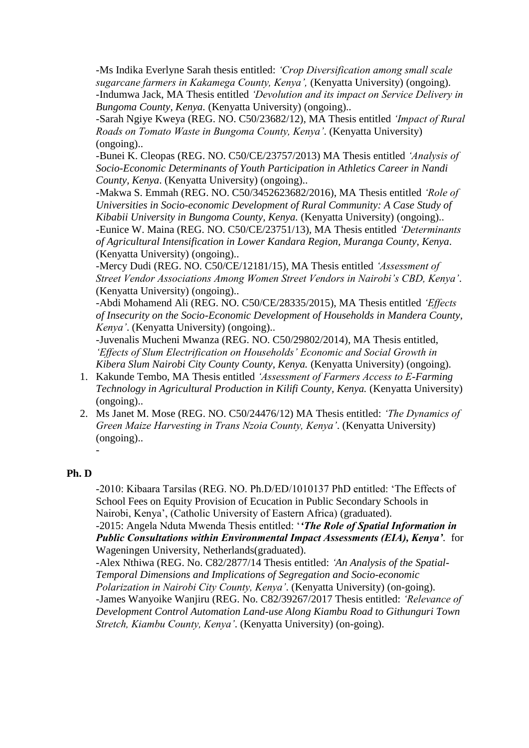-Ms Indika Everlyne Sarah thesis entitled: *'Crop Diversification among small scale sugarcane farmers in Kakamega County, Kenya',* (Kenyatta University) (ongoing).
-Indumwa Jack, MA Thesis entitled *'Devolution and its impact on Service Delivery in Bungoma County, Kenya.* (Kenyatta University) (ongoing)..
-Sarah Ngiye Kweya (REG. NO. C50/23682/12), MA Thesis entitled *'Impact of Rural Roads on Tomato Waste in Bungoma County, Kenya'*. (Kenyatta University) (ongoing)..
-Bunei K. Cleopas (REG. NO. C50/CE/23757/2013) MA Thesis entitled *'Analysis of Socio-Economic Determinants of Youth Participation in Athletics Career in Nandi County, Kenya*. (Kenyatta University) (ongoing)..
-Makwa S. Emmah (REG. NO. C50/3452623682/2016), MA Thesis entitled *'Role of Universities in Socio-economic Development of Rural Community: A Case Study of Kibabii University in Bungoma County, Kenya.* (Kenyatta University) (ongoing)..
-Eunice W. Maina (REG. NO. C50/CE/23751/13), MA Thesis entitled *'Determinants of Agricultural Intensification in Lower Kandara Region, Muranga County, Kenya*. (Kenyatta University) (ongoing)..
-Mercy Dudi (REG. NO. C50/CE/12181/15), MA Thesis entitled *'Assessment of Street Vendor Associations Among Women Street Vendors in Nairobi's CBD, Kenya'*. (Kenyatta University) (ongoing)..
-Abdi Mohamend Ali (REG. NO. C50/CE/28335/2015), MA Thesis entitled *'Effects of Insecurity on the Socio-Economic Development of Households in Mandera County, Kenya'*. (Kenyatta University) (ongoing)..
-Juvenalis Mucheni Mwanza (REG. NO. C50/29802/2014), MA Thesis entitled, *'Effects of Slum Electrification on Households' Economic and Social Growth in Kibera Slum Nairobi City County County, Kenya.* (Kenyatta University) (ongoing).

1. Kakunde Tembo, MA Thesis entitled *'Assessment of Farmers Access to E-Farming Technology in Agricultural Production in Kilifi County, Kenya.* (Kenyatta University) (ongoing)..
2. Ms Janet M. Mose (REG. NO. C50/24476/12) MA Thesis entitled: *'The Dynamics of Green Maize Harvesting in Trans Nzoia County, Kenya'*. (Kenyatta University) (ongoing)..

-

**Ph. D**

-2010: Kibaara Tarsilas (REG. NO. Ph.D/ED/1010137 PhD entitled: 'The Effects of School Fees on Equity Provision of Ecucation in Public Secondary Schools in Nairobi, Kenya', (Catholic University of Eastern Africa) (graduated).
-2015: Angela Nduta Mwenda Thesis entitled: '***'The Role of Spatial Information in Public Consultations within Environmental Impact Assessments (EIA), Kenya'***. for Wageningen University, Netherlands(graduated).
-Alex Nthiwa (REG. No. C82/2877/14 Thesis entitled: *'An Analysis of the Spatial-Temporal Dimensions and Implications of Segregation and Socio-economic Polarization in Nairobi City County, Kenya'*. (Kenyatta University) (on-going).
-James Wanyoike Wanjiru (REG. No. C82/39267/2017 Thesis entitled: *'Relevance of Development Control Automation Land-use Along Kiambu Road to Githunguri Town Stretch, Kiambu County, Kenya'*. (Kenyatta University) (on-going).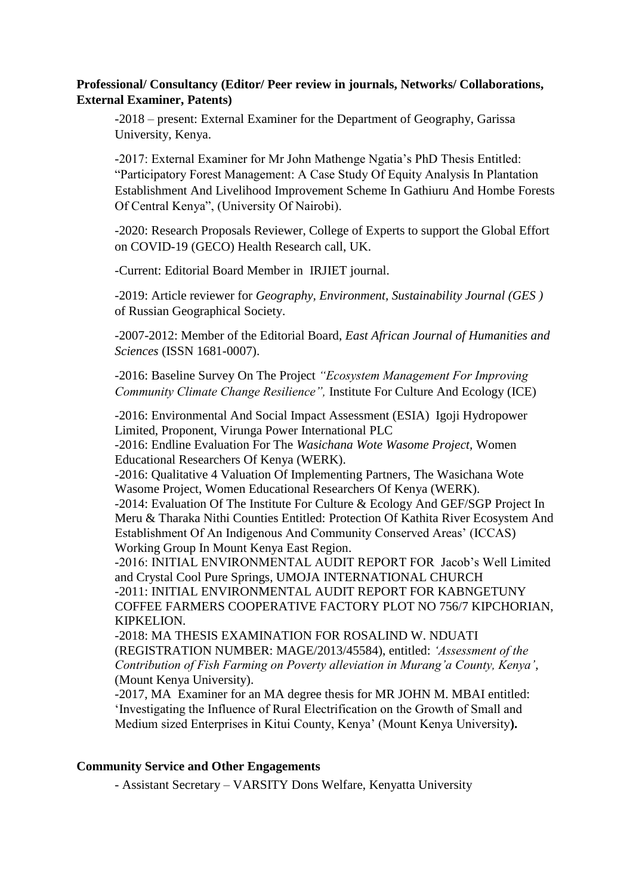**Professional/ Consultancy (Editor/ Peer review in journals, Networks/ Collaborations, External Examiner, Patents)**

-2018 – present: External Examiner for the Department of Geography, Garissa University, Kenya.

-2017: External Examiner for Mr John Mathenge Ngatia's PhD Thesis Entitled: "Participatory Forest Management: A Case Study Of Equity Analysis In Plantation Establishment And Livelihood Improvement Scheme In Gathiuru And Hombe Forests Of Central Kenya", (University Of Nairobi).

-2020: Research Proposals Reviewer, College of Experts to support the Global Effort on COVID-19 (GECO) Health Research call, UK.

-Current: Editorial Board Member in IRJIET journal.

-2019: Article reviewer for *Geography, Environment, Sustainability Journal (GES )* of Russian Geographical Society.

-2007-2012: Member of the Editorial Board, *East African Journal of Humanities and Sciences* (ISSN 1681-0007).

-2016: Baseline Survey On The Project *"Ecosystem Management For Improving Community Climate Change Resilience",* Institute For Culture And Ecology (ICE)

-2016: Environmental And Social Impact Assessment (ESIA) Igoji Hydropower Limited, Proponent, Virunga Power International PLC
-2016: Endline Evaluation For The *Wasichana Wote Wasome Project,* Women Educational Researchers Of Kenya (WERK).
-2016: Qualitative 4 Valuation Of Implementing Partners, The Wasichana Wote Wasome Project, Women Educational Researchers Of Kenya (WERK).
-2014: Evaluation Of The Institute For Culture & Ecology And GEF/SGP Project In Meru & Tharaka Nithi Counties Entitled: Protection Of Kathita River Ecosystem And Establishment Of An Indigenous And Community Conserved Areas' (ICCAS) Working Group In Mount Kenya East Region.
-2016: INITIAL ENVIRONMENTAL AUDIT REPORT FOR Jacob's Well Limited and Crystal Cool Pure Springs, UMOJA INTERNATIONAL CHURCH
-2011: INITIAL ENVIRONMENTAL AUDIT REPORT FOR KABNGETUNY COFFEE FARMERS COOPERATIVE FACTORY PLOT NO 756/7 KIPCHORIAN, KIPKELION.
-2018: MA THESIS EXAMINATION FOR ROSALIND W. NDUATI (REGISTRATION NUMBER: MAGE/2013/45584), entitled: *'Assessment of the Contribution of Fish Farming on Poverty alleviation in Murang'a County, Kenya',* (Mount Kenya University).
-2017, MA Examiner for an MA degree thesis for MR JOHN M. MBAI entitled: 'Investigating the Influence of Rural Electrification on the Growth of Small and Medium sized Enterprises in Kitui County, Kenya' (Mount Kenya University**).**

**Community Service and Other Engagements**

- Assistant Secretary – VARSITY Dons Welfare, Kenyatta University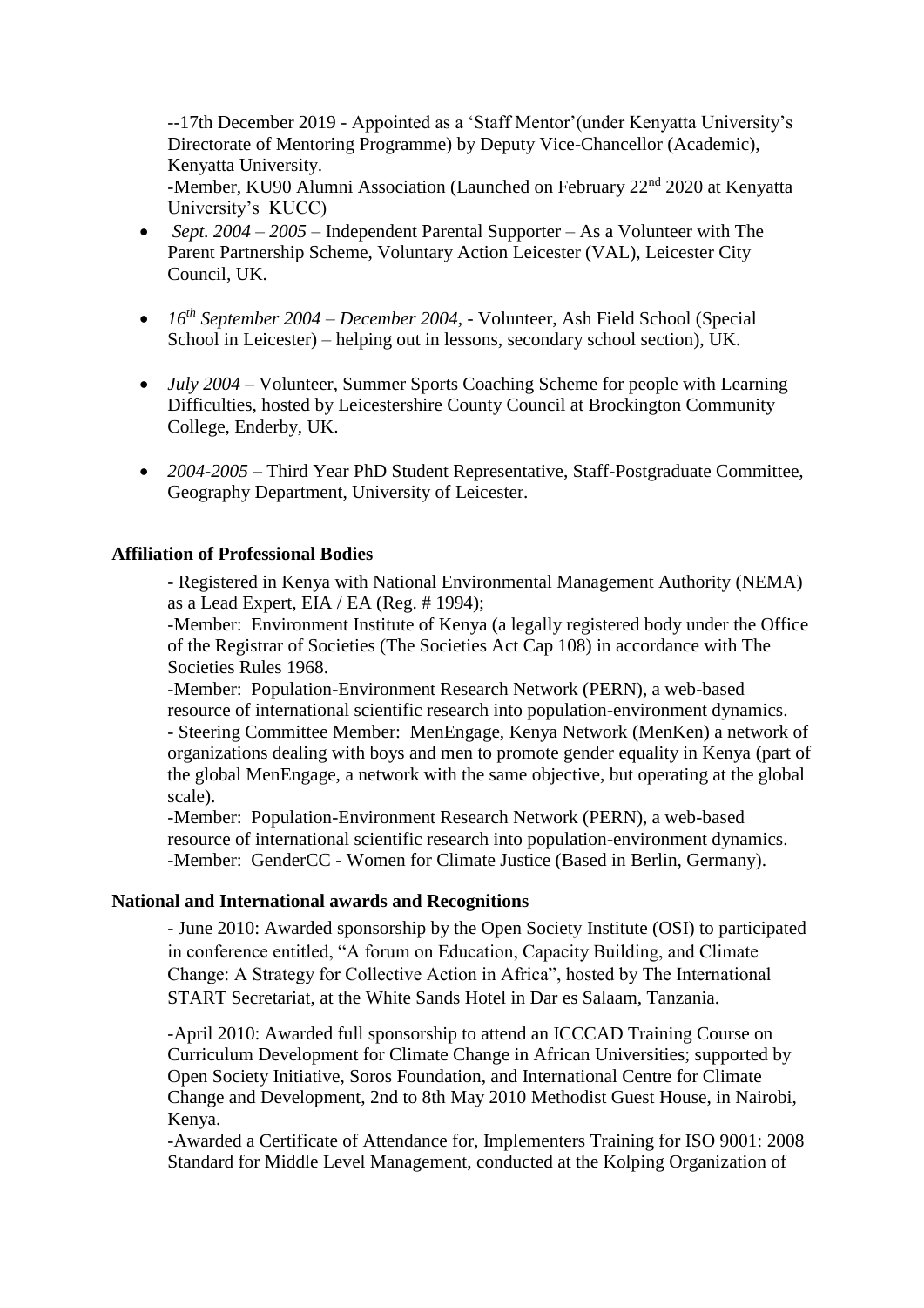--17th December 2019 - Appointed as a 'Staff Mentor'(under Kenyatta University's Directorate of Mentoring Programme) by Deputy Vice-Chancellor (Academic), Kenyatta University.
-Member, KU90 Alumni Association (Launched on February 22nd 2020 at Kenyatta University's KUCC)

- *Sept. 2004 – 2005* – Independent Parental Supporter – As a Volunteer with The Parent Partnership Scheme, Voluntary Action Leicester (VAL), Leicester City Council, UK.
- *16th September 2004 – December 2004*, - Volunteer, Ash Field School (Special School in Leicester) – helping out in lessons, secondary school section), UK.
- *July 2004* – Volunteer, Summer Sports Coaching Scheme for people with Learning Difficulties, hosted by Leicestershire County Council at Brockington Community College, Enderby, UK.
- *2004-2005* – Third Year PhD Student Representative, Staff-Postgraduate Committee, Geography Department, University of Leicester.

**Affiliation of Professional Bodies**

- Registered in Kenya with National Environmental Management Authority (NEMA) as a Lead Expert, EIA / EA (Reg. # 1994);
-Member: Environment Institute of Kenya (a legally registered body under the Office of the Registrar of Societies (The Societies Act Cap 108) in accordance with The Societies Rules 1968.
-Member: Population-Environment Research Network (PERN), a web-based resource of international scientific research into population-environment dynamics.
- Steering Committee Member: MenEngage, Kenya Network (MenKen) a network of organizations dealing with boys and men to promote gender equality in Kenya (part of the global MenEngage, a network with the same objective, but operating at the global scale).
-Member: Population-Environment Research Network (PERN), a web-based resource of international scientific research into population-environment dynamics.
-Member: GenderCC - Women for Climate Justice (Based in Berlin, Germany).

**National and International awards and Recognitions**

- June 2010: Awarded sponsorship by the Open Society Institute (OSI) to participated in conference entitled, "A forum on Education, Capacity Building, and Climate Change: A Strategy for Collective Action in Africa", hosted by The International START Secretariat, at the White Sands Hotel in Dar es Salaam, Tanzania.

-April 2010: Awarded full sponsorship to attend an ICCCAD Training Course on Curriculum Development for Climate Change in African Universities; supported by Open Society Initiative, Soros Foundation, and International Centre for Climate Change and Development, 2nd to 8th May 2010 Methodist Guest House, in Nairobi, Kenya.
-Awarded a Certificate of Attendance for, Implementers Training for ISO 9001: 2008 Standard for Middle Level Management, conducted at the Kolping Organization of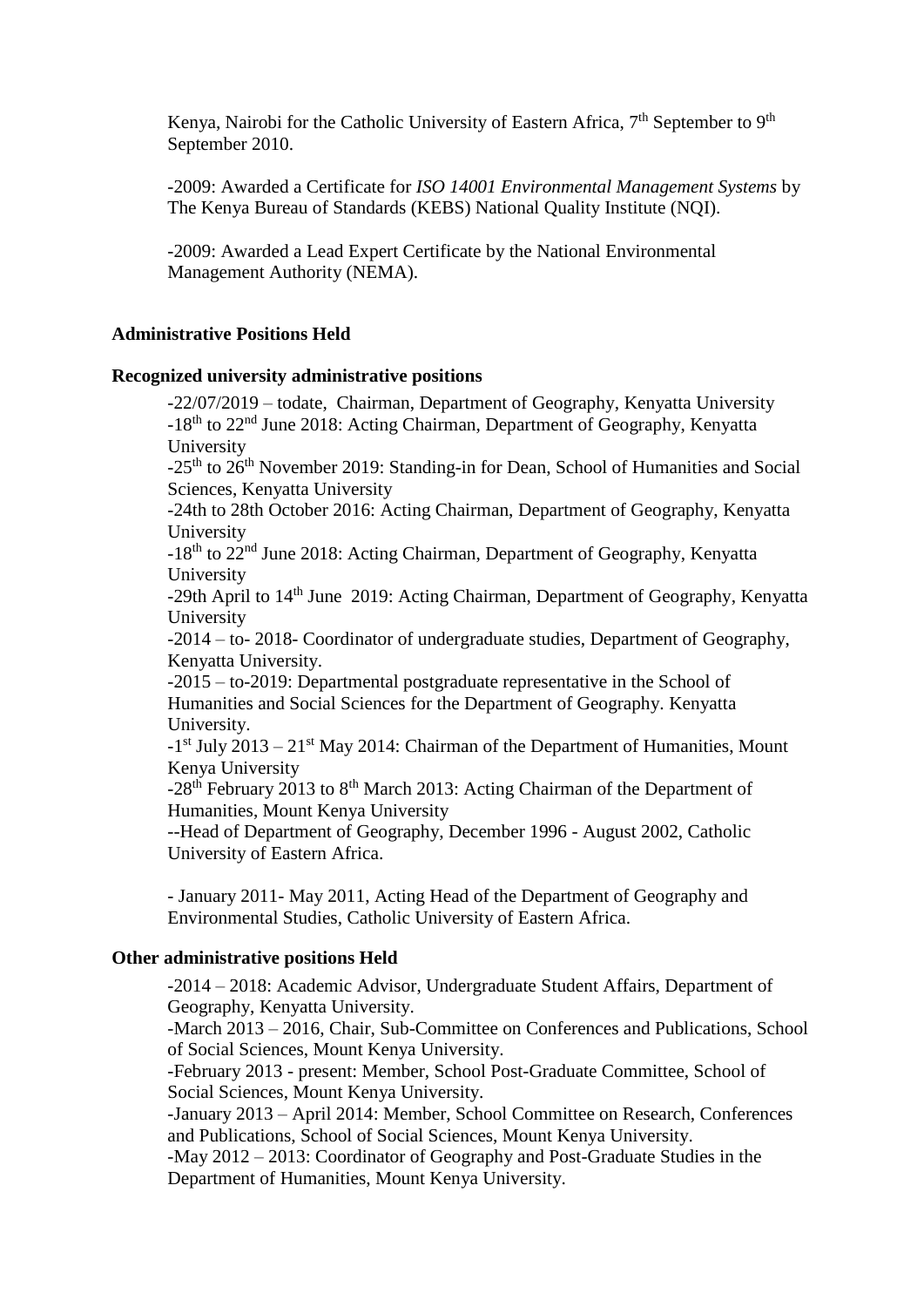Kenya, Nairobi for the Catholic University of Eastern Africa, 7th September to 9th September 2010.

-2009: Awarded a Certificate for *ISO 14001 Environmental Management Systems* by The Kenya Bureau of Standards (KEBS) National Quality Institute (NQI).

-2009: Awarded a Lead Expert Certificate by the National Environmental Management Authority (NEMA).

**Administrative Positions Held**

**Recognized university administrative positions**

-22/07/2019 – todate, Chairman, Department of Geography, Kenyatta University
-18th to 22nd June 2018: Acting Chairman, Department of Geography, Kenyatta University
-25th to 26th November 2019: Standing-in for Dean, School of Humanities and Social Sciences, Kenyatta University
-24th to 28th October 2016: Acting Chairman, Department of Geography, Kenyatta University
-18th to 22nd June 2018: Acting Chairman, Department of Geography, Kenyatta University
-29th April to 14th June 2019: Acting Chairman, Department of Geography, Kenyatta University
-2014 – to- 2018- Coordinator of undergraduate studies, Department of Geography, Kenyatta University.
-2015 – to-2019: Departmental postgraduate representative in the School of Humanities and Social Sciences for the Department of Geography. Kenyatta University.
-1st July 2013 – 21st May 2014: Chairman of the Department of Humanities, Mount Kenya University
-28th February 2013 to 8th March 2013: Acting Chairman of the Department of Humanities, Mount Kenya University
--Head of Department of Geography, December 1996 - August 2002, Catholic University of Eastern Africa.

- January 2011- May 2011, Acting Head of the Department of Geography and Environmental Studies, Catholic University of Eastern Africa.

**Other administrative positions Held**

-2014 – 2018: Academic Advisor, Undergraduate Student Affairs, Department of Geography, Kenyatta University.
-March 2013 – 2016, Chair, Sub-Committee on Conferences and Publications, School of Social Sciences, Mount Kenya University.
-February 2013 - present: Member, School Post-Graduate Committee, School of Social Sciences, Mount Kenya University.
-January 2013 – April 2014: Member, School Committee on Research, Conferences and Publications, School of Social Sciences, Mount Kenya University.
-May 2012 – 2013: Coordinator of Geography and Post-Graduate Studies in the Department of Humanities, Mount Kenya University.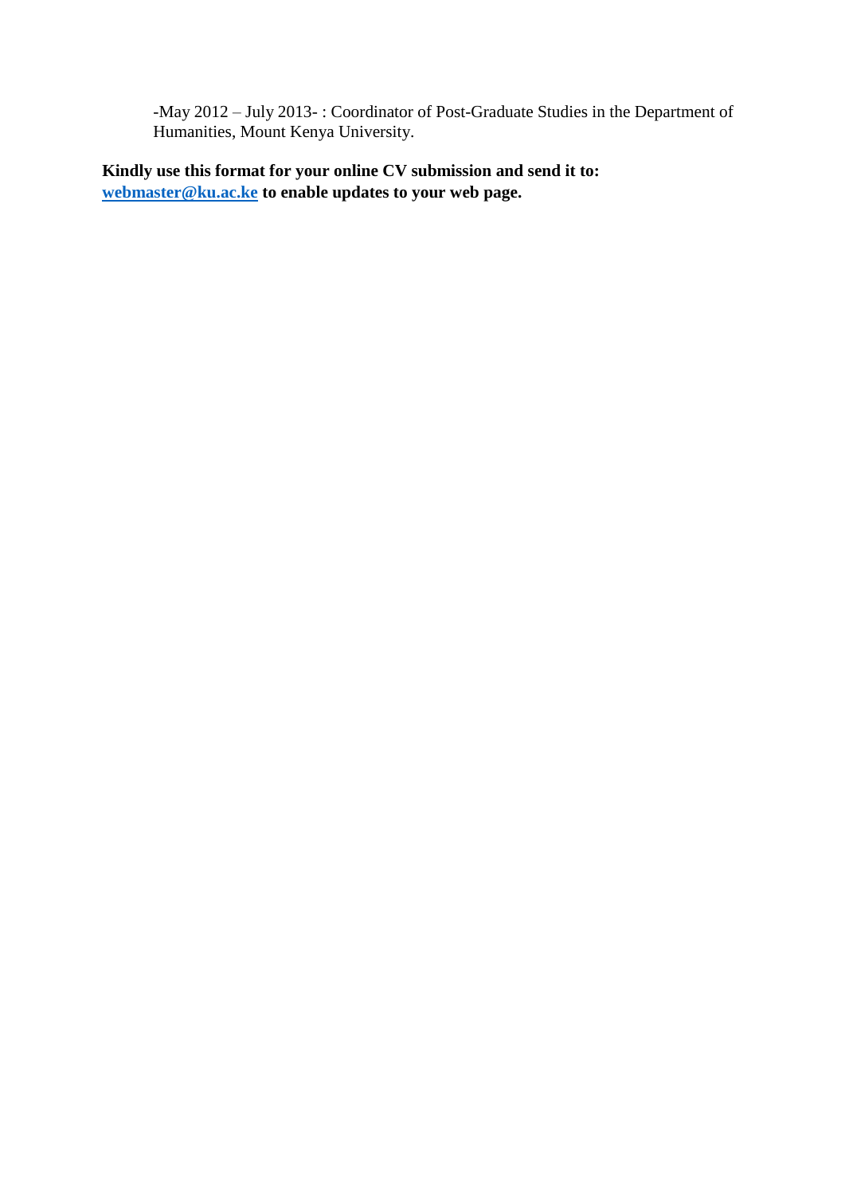-May 2012 – July 2013- : Coordinator of Post-Graduate Studies in the Department of Humanities, Mount Kenya University.

**Kindly use this format for your online CV submission and send it to: webmaster@ku.ac.ke to enable updates to your web page.**